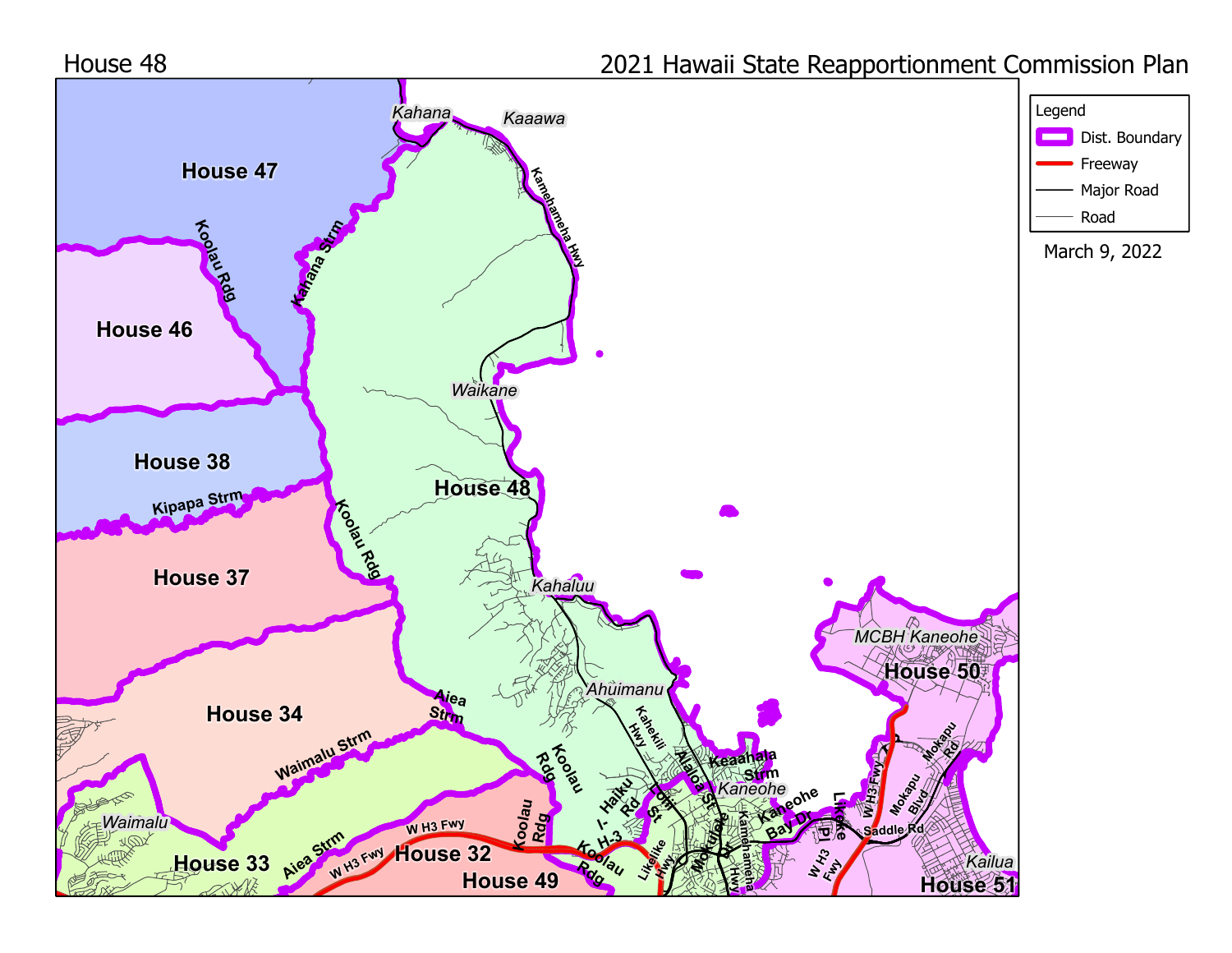House 48

2021 Hawaii State Reapportionment Commission Plan

**Legend**

- Dist. Boundary
- Freeway
- Major Road
- Road

March 9, 2022

House 47

House 46

House 38

House 37

House 34

House 33

House 32

House 49

House 48

House 50

House 51

Kahana

Kaaawa

Kamehameha Hwy

Kahana Strm

Koolau Rdg

Waikane

Kipapa Strm

Kahaluu

Ahuimanu

Aiea Strm

Waimalu Strm

Waimalu

Aiea Strm

W H3 Fwy

Kahekili Hwy

Alaloa St

Keaahala Strm

Kaneohe

Kaneohe Bay Dr

Likelike Hwy

Haiku Rd

Lilipuna Rd

Mokulele Dr

Kamehameha Hwy

Luluku Rd

I- H-3

Likelike Hwy

W H3 Fwy

MCBH Kaneohe

Mokapu Blvd

Mokapu Rd

Saddle Rd

Kailua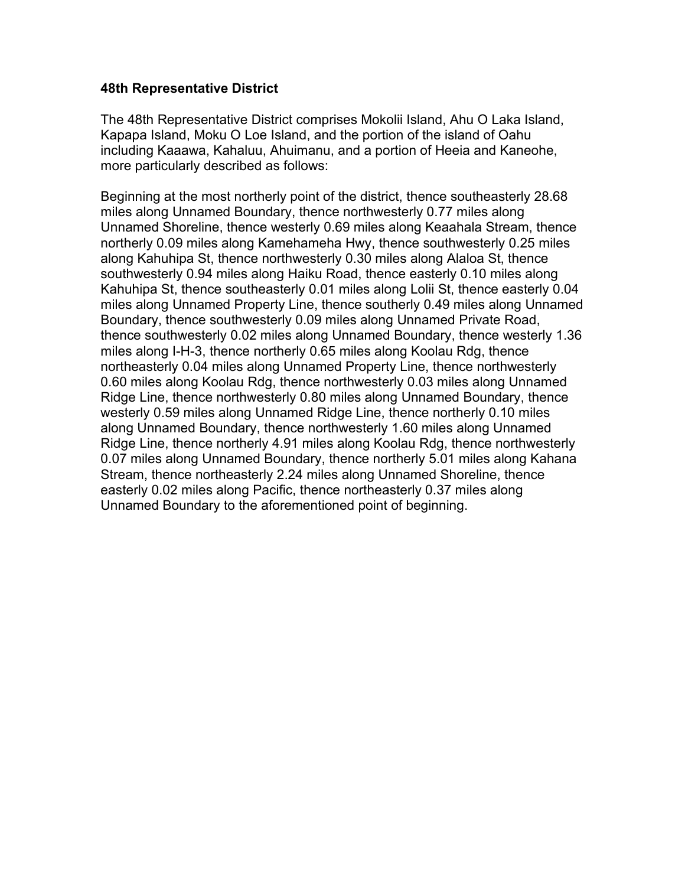**48th Representative District**

The 48th Representative District comprises Mokolii Island, Ahu O Laka Island, Kapapa Island, Moku O Loe Island, and the portion of the island of Oahu including Kaaawa, Kahaluu, Ahuimanu, and a portion of Heeia and Kaneohe, more particularly described as follows:

Beginning at the most northerly point of the district, thence southeasterly 28.68 miles along Unnamed Boundary, thence northwesterly 0.77 miles along Unnamed Shoreline, thence westerly 0.69 miles along Keaahala Stream, thence northerly 0.09 miles along Kamehameha Hwy, thence southwesterly 0.25 miles along Kahuhipa St, thence northwesterly 0.30 miles along Alaloa St, thence southwesterly 0.94 miles along Haiku Road, thence easterly 0.10 miles along Kahuhipa St, thence southeasterly 0.01 miles along Lolii St, thence easterly 0.04 miles along Unnamed Property Line, thence southerly 0.49 miles along Unnamed Boundary, thence southwesterly 0.09 miles along Unnamed Private Road, thence southwesterly 0.02 miles along Unnamed Boundary, thence westerly 1.36 miles along I-H-3, thence northerly 0.65 miles along Koolau Rdg, thence northeasterly 0.04 miles along Unnamed Property Line, thence northwesterly 0.60 miles along Koolau Rdg, thence northwesterly 0.03 miles along Unnamed Ridge Line, thence northwesterly 0.80 miles along Unnamed Boundary, thence westerly 0.59 miles along Unnamed Ridge Line, thence northerly 0.10 miles along Unnamed Boundary, thence northwesterly 1.60 miles along Unnamed Ridge Line, thence northerly 4.91 miles along Koolau Rdg, thence northwesterly 0.07 miles along Unnamed Boundary, thence northerly 5.01 miles along Kahana Stream, thence northeasterly 2.24 miles along Unnamed Shoreline, thence easterly 0.02 miles along Pacific, thence northeasterly 0.37 miles along Unnamed Boundary to the aforementioned point of beginning.